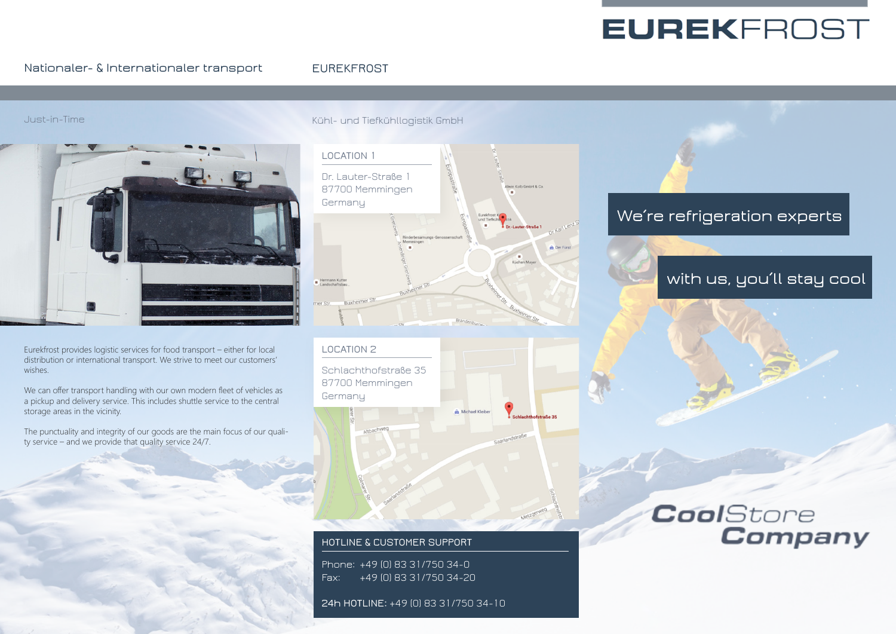# EUREKFROST

Nationaler- & Internationaler transport

Just-in-Time

EUREKFROST

Kühl- und Tiefkühllogistik GmbH

Eurekfrost provides logistic services for food transport – either for local distribution or international transport. We strive to meet our customers' wishes.

We can offer transport handling with our own modern fleet of vehicles as a pickup and delivery service. This includes shuttle service to the central storage areas in the vicinity.

The punctuality and integrity of our goods are the main focus of our quality service – and we provide that quality service 24/7.

## LOCATION 1

Dr. Lauter-Straße 1
87700 Memmingen
Germany

## LOCATION 2

Schlachthofstraße 35
87700 Memmingen
Germany

## HOTLINE & CUSTOMER SUPPORT

Phone: +49 (0) 83 31/750 34-0
Fax: +49 (0) 83 31/750 34-20

24h HOTLINE: +49 (0) 83 31/750 34-10

We´re refrigeration experts

with us, you´ll stay cool

CoolStore Company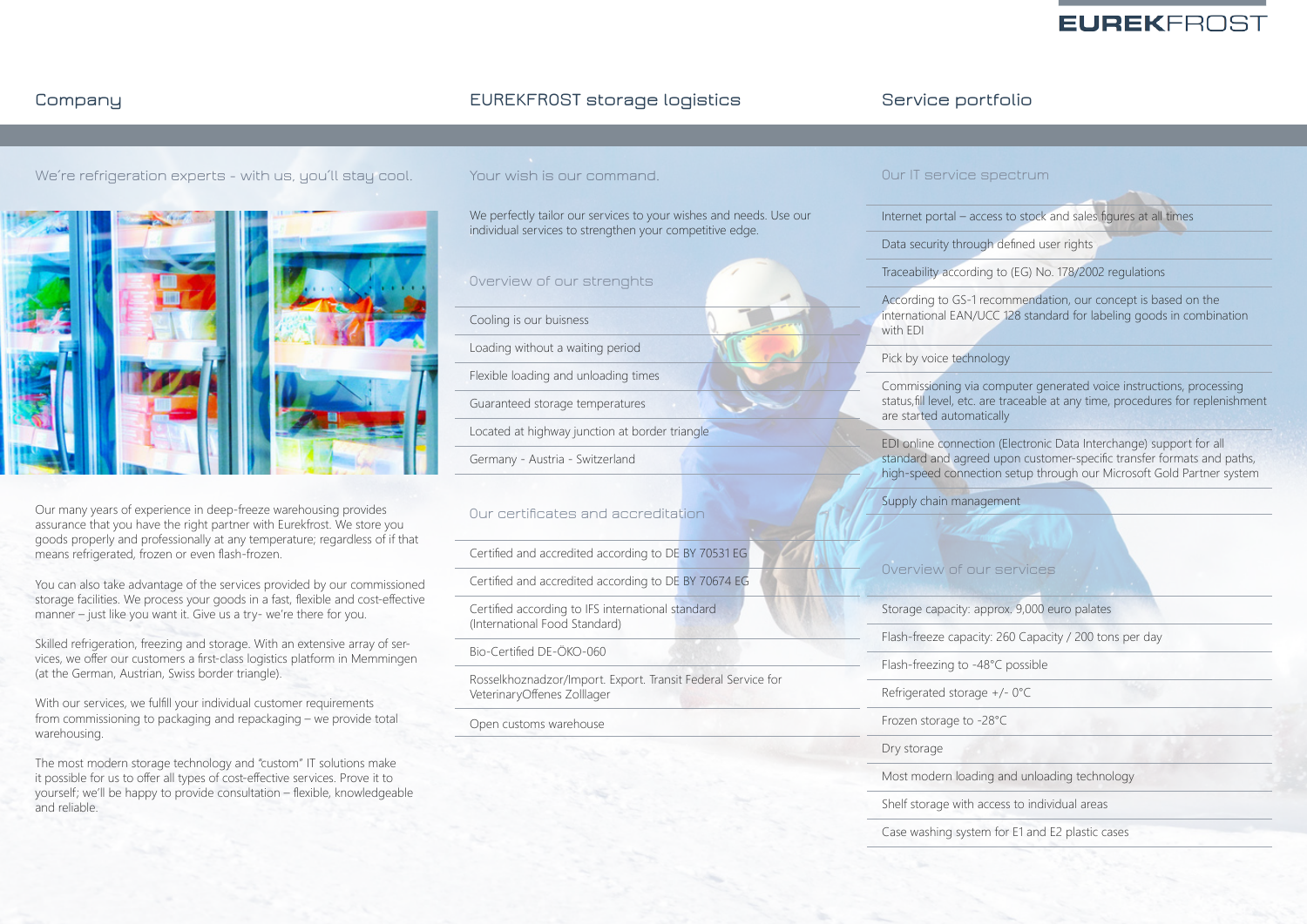## Company

### We're refrigeration experts - with us, you'll stay cool.

Our many years of experience in deep-freeze warehousing provides assurance that you have the right partner with Eurekfrost. We store you goods properly and professionally at any temperature; regardless of if that means refrigerated, frozen or even flash-frozen.

You can also take advantage of the services provided by our commissioned storage facilities. We process your goods in a fast, flexible and cost-effective manner – just like you want it. Give us a try- we're there for you.

Skilled refrigeration, freezing and storage. With an extensive array of services, we offer our customers a first-class logistics platform in Memmingen (at the German, Austrian, Swiss border triangle).

With our services, we fulfill your individual customer requirements from commissioning to packaging and repackaging – we provide total warehousing.

The most modern storage technology and "custom" IT solutions make it possible for us to offer all types of cost-effective services. Prove it to yourself; we'll be happy to provide consultation – flexible, knowledgeable and reliable.

## EUREKFROST storage logistics

### Your wish is our command.

We perfectly tailor our services to your wishes and needs. Use our individual services to strengthen your competitive edge.

### Overview of our strenghts

- Cooling is our buisness
- Loading without a waiting period
- Flexible loading and unloading times
- Guaranteed storage temperatures
- Located at highway junction at border triangle
- Germany - Austria - Switzerland

### Our certificates and accreditation

- Certified and accredited according to DE BY 70531 EG
- Certified and accredited according to DE BY 70674 EG
- Certified according to IFS international standard (International Food Standard)
- Bio-Certified DE-ÖKO-060
- Rosselkhoznadzor/Import. Export. Transit Federal Service for VeterinaryOffenes Zolllager
- Open customs warehouse

## Service portfolio

### Our IT service spectrum

- Internet portal – access to stock and sales figures at all times
- Data security through defined user rights
- Traceability according to (EG) No. 178/2002 regulations
- According to GS-1 recommendation, our concept is based on the international EAN/UCC 128 standard for labeling goods in combination with EDI
- Pick by voice technology
- Commissioning via computer generated voice instructions, processing status,fill level, etc. are traceable at any time, procedures for replenishment are started automatically
- EDI online connection (Electronic Data Interchange) support for all standard and agreed upon customer-specific transfer formats and paths, high-speed connection setup through our Microsoft Gold Partner system
- Supply chain management

### Overview of our services

- Storage capacity: approx. 9,000 euro palates
- Flash-freeze capacity: 260 Capacity / 200 tons per day
- Flash-freezing to -48°C possible
- Refrigerated storage +/- 0°C
- Frozen storage to -28°C
- Dry storage
- Most modern loading and unloading technology
- Shelf storage with access to individual areas
- Case washing system for E1 and E2 plastic cases